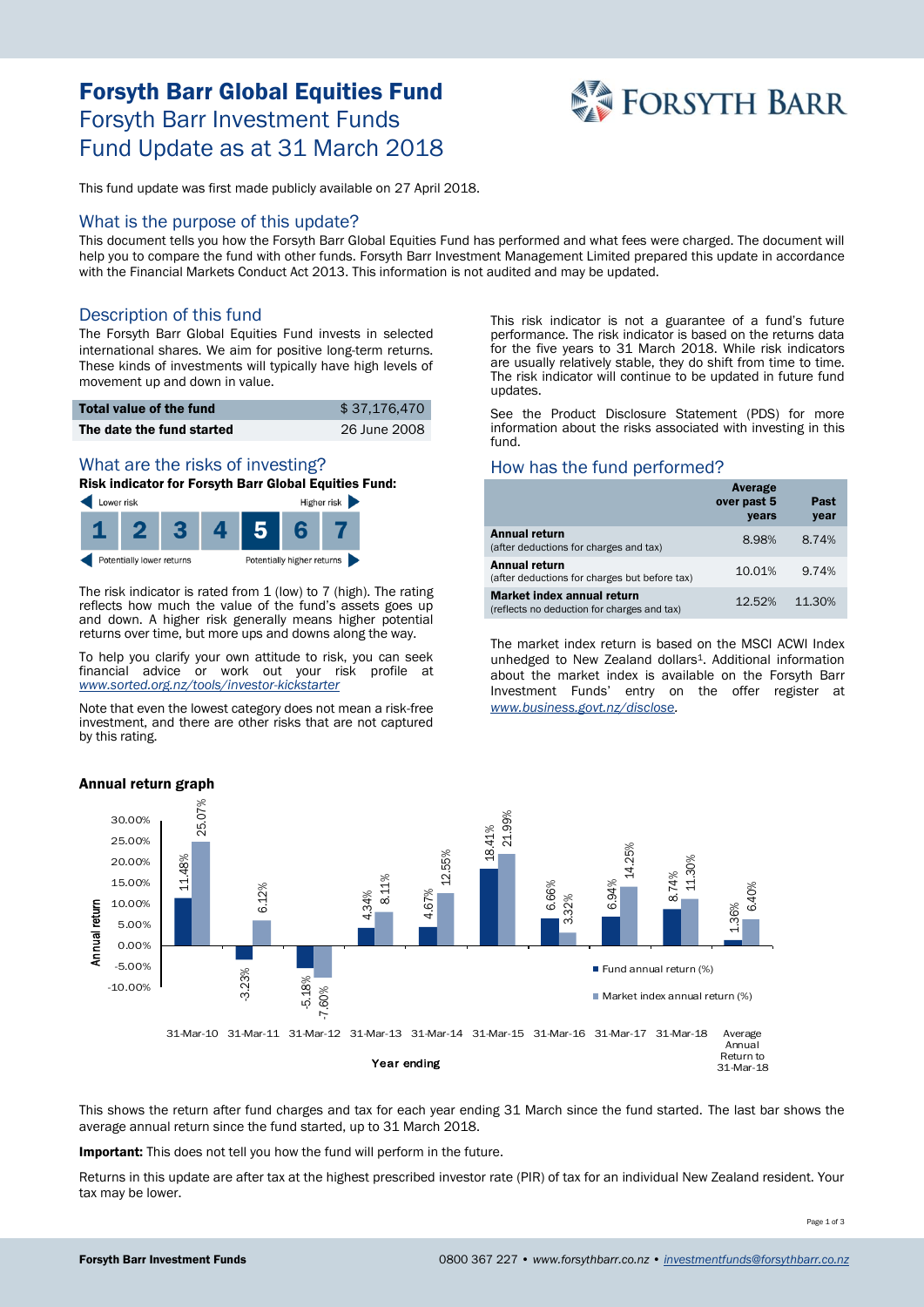# Forsyth Barr Global Equities Fund

## Forsyth Barr Investment Funds
## Fund Update as at 31 March 2018

FORSYTH BARR

This fund update was first made publicly available on 27 April 2018.

## What is the purpose of this update?

This document tells you how the Forsyth Barr Global Equities Fund has performed and what fees were charged. The document will help you to compare the fund with other funds. Forsyth Barr Investment Management Limited prepared this update in accordance with the Financial Markets Conduct Act 2013. This information is not audited and may be updated.

## Description of this fund

The Forsyth Barr Global Equities Fund invests in selected international shares. We aim for positive long-term returns. These kinds of investments will typically have high levels of movement up and down in value.

| | |
|---|---|
| **Total value of the fund** | $ 37,176,470 |
| **The date the fund started** | 26 June 2008 |

## What are the risks of investing?

**Risk indicator for Forsyth Barr Global Equities Fund:**

Lower risk — Higher risk

1 2 3 4 **5** 6 7

Potentially lower returns — Potentially higher returns

The risk indicator is rated from 1 (low) to 7 (high). The rating reflects how much the value of the fund's assets goes up and down. A higher risk generally means higher potential returns over time, but more ups and downs along the way.

To help you clarify your own attitude to risk, you can seek financial advice or work out your risk profile at *www.sorted.org.nz/tools/investor-kickstarter*

Note that even the lowest category does not mean a risk-free investment, and there are other risks that are not captured by this rating.

This risk indicator is not a guarantee of a fund's future performance. The risk indicator is based on the returns data for the five years to 31 March 2018. While risk indicators are usually relatively stable, they do shift from time to time. The risk indicator will continue to be updated in future fund updates.

See the Product Disclosure Statement (PDS) for more information about the risks associated with investing in this fund.

## How has the fund performed?

| | Average over past 5 years | Past year |
|---|---|---|
| **Annual return** (after deductions for charges and tax) | 8.98% | 8.74% |
| **Annual return** (after deductions for charges but before tax) | 10.01% | 9.74% |
| **Market index annual return** (reflects no deduction for charges and tax) | 12.52% | 11.30% |

The market index return is based on the MSCI ACWI Index unhedged to New Zealand dollars[1]. Additional information about the market index is available on the Forsyth Barr Investment Funds' entry on the offer register at *www.business.govt.nz/disclose*.

### Annual return graph

Annual return

30.00%
25.00%
20.00%
15.00%
10.00%
5.00%
0.00%
-5.00%
-10.00%

31-Mar-10: 11.48%, 25.07%
31-Mar-11: -3.23%, 6.12%
31-Mar-12: -5.18%, -7.60%
31-Mar-13: 4.34%, 8.11%
31-Mar-14: 4.67%, 12.55%
31-Mar-15: 18.41%, 21.99%
31-Mar-16: 6.66%, 3.32%
31-Mar-17: 6.94%, 14.25%
31-Mar-18: 8.74%, 11.30%
Average Annual Return to 31-Mar-18: 1.36%, 6.40%

Fund annual return (%)
Market index annual return (%)

Year ending

This shows the return after fund charges and tax for each year ending 31 March since the fund started. The last bar shows the average annual return since the fund started, up to 31 March 2018.

**Important:** This does not tell you how the fund will perform in the future.

Returns in this update are after tax at the highest prescribed investor rate (PIR) of tax for an individual New Zealand resident. Your tax may be lower.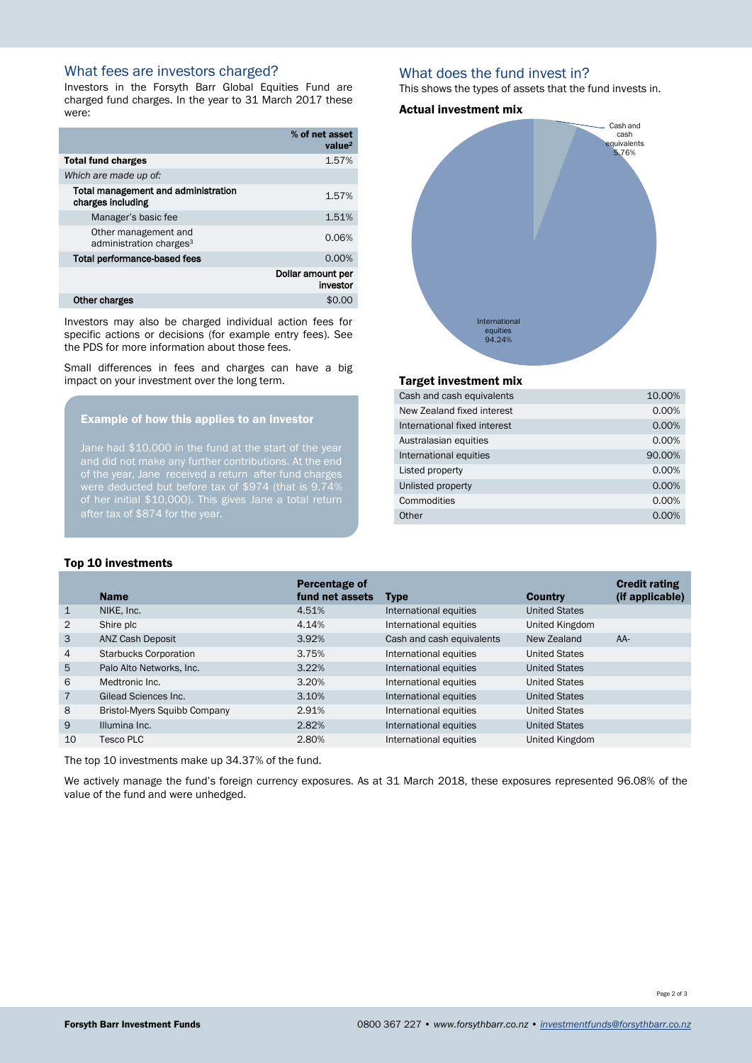## What fees are investors charged?

Investors in the Forsyth Barr Global Equities Fund are charged fund charges. In the year to 31 March 2017 these were:

| | % of net asset value[2] |
|---|---|
| **Total fund charges** | 1.57% |
| *Which are made up of:* | |
| Total management and administration charges including | 1.57% |
| Manager's basic fee | 1.51% |
| Other management and administration charges[3] | 0.06% |
| Total performance-based fees | 0.00% |
| | **Dollar amount per investor** |
| Other charges | $0.00 |

Investors may also be charged individual action fees for specific actions or decisions (for example entry fees). See the PDS for more information about those fees.

Small differences in fees and charges can have a big impact on your investment over the long term.

### Example of how this applies to an investor

Jane had $10,000 in the fund at the start of the year and did not make any further contributions. At the end of the year, Jane received a return after fund charges were deducted but before tax of $974 (that is 9.74% of her initial $10,000). This gives Jane a total return after tax of $874 for the year.

## What does the fund invest in?

This shows the types of assets that the fund invests in.

### Actual investment mix

Cash and cash equivalents 5.76%

International equities 94.24%

### Target investment mix

| | |
|---|---|
| Cash and cash equivalents | 10.00% |
| New Zealand fixed interest | 0.00% |
| International fixed interest | 0.00% |
| Australasian equities | 0.00% |
| International equities | 90.00% |
| Listed property | 0.00% |
| Unlisted property | 0.00% |
| Commodities | 0.00% |
| Other | 0.00% |

### Top 10 investments

| | Name | Percentage of fund net assets | Type | Country | Credit rating (if applicable) |
|---|---|---|---|---|---|
| 1 | NIKE, Inc. | 4.51% | International equities | United States | |
| 2 | Shire plc | 4.14% | International equities | United Kingdom | |
| 3 | ANZ Cash Deposit | 3.92% | Cash and cash equivalents | New Zealand | AA- |
| 4 | Starbucks Corporation | 3.75% | International equities | United States | |
| 5 | Palo Alto Networks, Inc. | 3.22% | International equities | United States | |
| 6 | Medtronic Inc. | 3.20% | International equities | United States | |
| 7 | Gilead Sciences Inc. | 3.10% | International equities | United States | |
| 8 | Bristol-Myers Squibb Company | 2.91% | International equities | United States | |
| 9 | Illumina Inc. | 2.82% | International equities | United States | |
| 10 | Tesco PLC | 2.80% | International equities | United Kingdom | |

The top 10 investments make up 34.37% of the fund.

We actively manage the fund's foreign currency exposures. As at 31 March 2018, these exposures represented 96.08% of the value of the fund and were unhedged.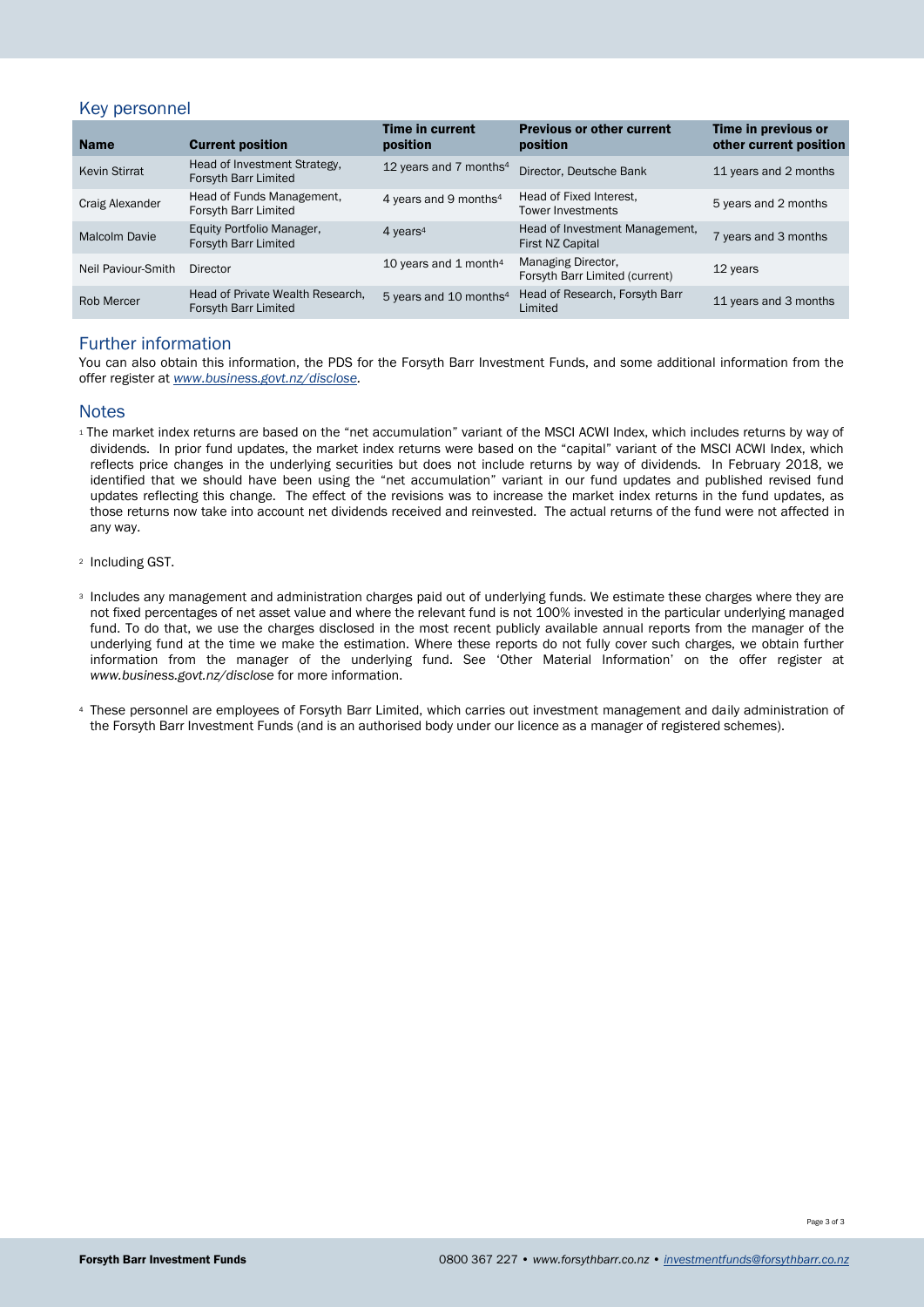## Key personnel

| Name | Current position | Time in current position | Previous or other current position | Time in previous or other current position |
|---|---|---|---|---|
| Kevin Stirrat | Head of Investment Strategy, Forsyth Barr Limited | 12 years and 7 months[4] | Director, Deutsche Bank | 11 years and 2 months |
| Craig Alexander | Head of Funds Management, Forsyth Barr Limited | 4 years and 9 months[4] | Head of Fixed Interest, Tower Investments | 5 years and 2 months |
| Malcolm Davie | Equity Portfolio Manager, Forsyth Barr Limited | 4 years[4] | Head of Investment Management, First NZ Capital | 7 years and 3 months |
| Neil Paviour-Smith | Director | 10 years and 1 month[4] | Managing Director, Forsyth Barr Limited (current) | 12 years |
| Rob Mercer | Head of Private Wealth Research, Forsyth Barr Limited | 5 years and 10 months[4] | Head of Research, Forsyth Barr Limited | 11 years and 3 months |

## Further information

You can also obtain this information, the PDS for the Forsyth Barr Investment Funds, and some additional information from the offer register at *www.business.govt.nz/disclose*.

## Notes

[1] The market index returns are based on the "net accumulation" variant of the MSCI ACWI Index, which includes returns by way of dividends. In prior fund updates, the market index returns were based on the "capital" variant of the MSCI ACWI Index, which reflects price changes in the underlying securities but does not include returns by way of dividends. In February 2018, we identified that we should have been using the "net accumulation" variant in our fund updates and published revised fund updates reflecting this change. The effect of the revisions was to increase the market index returns in the fund updates, as those returns now take into account net dividends received and reinvested. The actual returns of the fund were not affected in any way.

[2] Including GST.

[3] Includes any management and administration charges paid out of underlying funds. We estimate these charges where they are not fixed percentages of net asset value and where the relevant fund is not 100% invested in the particular underlying managed fund. To do that, we use the charges disclosed in the most recent publicly available annual reports from the manager of the underlying fund at the time we make the estimation. Where these reports do not fully cover such charges, we obtain further information from the manager of the underlying fund. See 'Other Material Information' on the offer register at *www.business.govt.nz/disclose* for more information.

[4] These personnel are employees of Forsyth Barr Limited, which carries out investment management and daily administration of the Forsyth Barr Investment Funds (and is an authorised body under our licence as a manager of registered schemes).

**Forsyth Barr Investment Funds** 0800 367 227 • *www.forsythbarr.co.nz* • *investmentfunds@forsythbarr.co.nz*